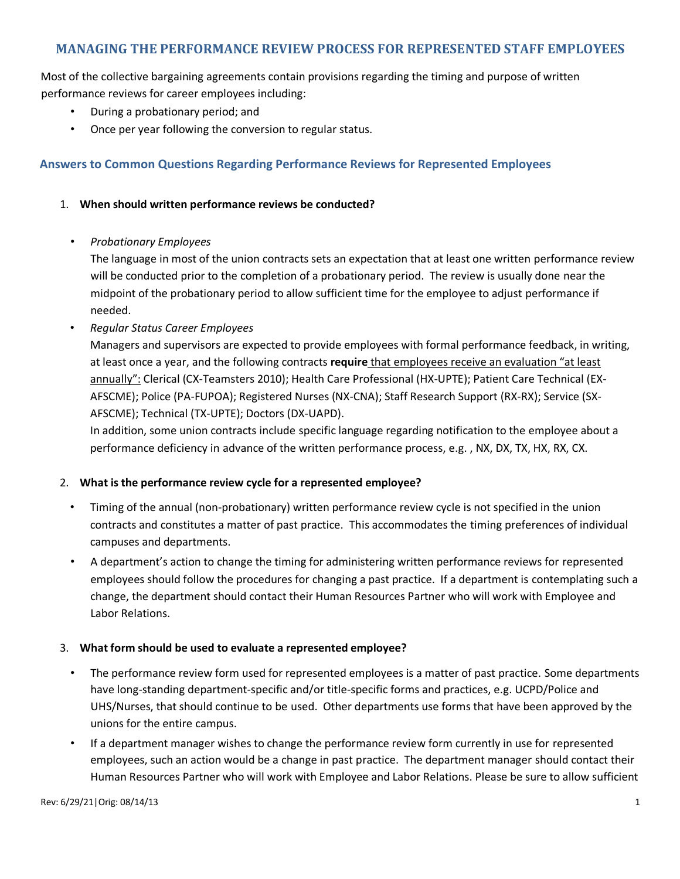# MANAGING THE PERFORMANCE REVIEW PROCESS FOR REPRESENTED STAFF EMPLOYEES

Most of the collective bargaining agreements contain provisions regarding the timing and purpose of written performance reviews for career employees including:

- During a probationary period; and
- Once per year following the conversion to regular status.

## Answers to Common Questions Regarding Performance Reviews for Represented Employees

1. **When should written performance reviews be conducted?**

   - *Probationary Employees*
     The language in most of the union contracts sets an expectation that at least one written performance review will be conducted prior to the completion of a probationary period. The review is usually done near the midpoint of the probationary period to allow sufficient time for the employee to adjust performance if needed.
   - *Regular Status Career Employees*
     Managers and supervisors are expected to provide employees with formal performance feedback, in writing, at least once a year, and the following contracts **require** <u>that employees receive an evaluation "at least annually":</u> Clerical (CX-Teamsters 2010); Health Care Professional (HX-UPTE); Patient Care Technical (EX-AFSCME); Police (PA-FUPOA); Registered Nurses (NX-CNA); Staff Research Support (RX-RX); Service (SX-AFSCME); Technical (TX-UPTE); Doctors (DX-UAPD).
     In addition, some union contracts include specific language regarding notification to the employee about a performance deficiency in advance of the written performance process, e.g. , NX, DX, TX, HX, RX, CX.

2. **What is the performance review cycle for a represented employee?**

   - Timing of the annual (non-probationary) written performance review cycle is not specified in the union contracts and constitutes a matter of past practice. This accommodates the timing preferences of individual campuses and departments.
   - A department's action to change the timing for administering written performance reviews for represented employees should follow the procedures for changing a past practice. If a department is contemplating such a change, the department should contact their Human Resources Partner who will work with Employee and Labor Relations.

3. **What form should be used to evaluate a represented employee?**

   - The performance review form used for represented employees is a matter of past practice. Some departments have long-standing department-specific and/or title-specific forms and practices, e.g. UCPD/Police and UHS/Nurses, that should continue to be used. Other departments use forms that have been approved by the unions for the entire campus.
   - If a department manager wishes to change the performance review form currently in use for represented employees, such an action would be a change in past practice. The department manager should contact their Human Resources Partner who will work with Employee and Labor Relations. Please be sure to allow sufficient

Rev: 6/29/21|Orig: 08/14/13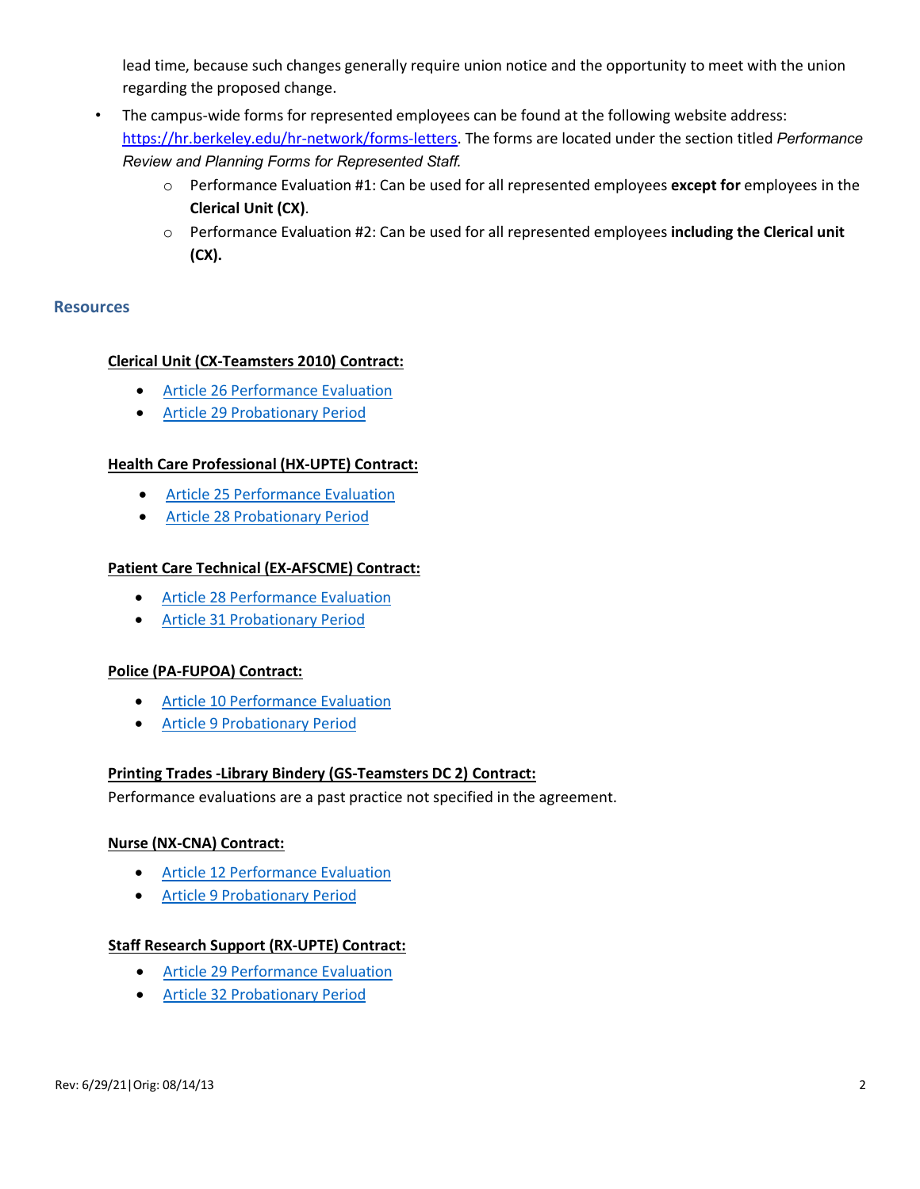lead time, because such changes generally require union notice and the opportunity to meet with the union regarding the proposed change.

- The campus-wide forms for represented employees can be found at the following website address: https://hr.berkeley.edu/hr-network/forms-letters. The forms are located under the section titled *Performance Review and Planning Forms for Represented Staff.*
  - Performance Evaluation #1: Can be used for all represented employees **except for** employees in the **Clerical Unit (CX)**.
  - Performance Evaluation #2: Can be used for all represented employees **including the Clerical unit (CX).**

## Resources

**Clerical Unit (CX-Teamsters 2010) Contract:**

- Article 26 Performance Evaluation
- Article 29 Probationary Period

**Health Care Professional (HX-UPTE) Contract:**

- Article 25 Performance Evaluation
- Article 28 Probationary Period

**Patient Care Technical (EX-AFSCME) Contract:**

- Article 28 Performance Evaluation
- Article 31 Probationary Period

**Police (PA-FUPOA) Contract:**

- Article 10 Performance Evaluation
- Article 9 Probationary Period

**Printing Trades -Library Bindery (GS-Teamsters DC 2) Contract:**

Performance evaluations are a past practice not specified in the agreement.

**Nurse (NX-CNA) Contract:**

- Article 12 Performance Evaluation
- Article 9 Probationary Period

**Staff Research Support (RX-UPTE) Contract:**

- Article 29 Performance Evaluation
- Article 32 Probationary Period

Rev: 6/29/21|Orig: 08/14/13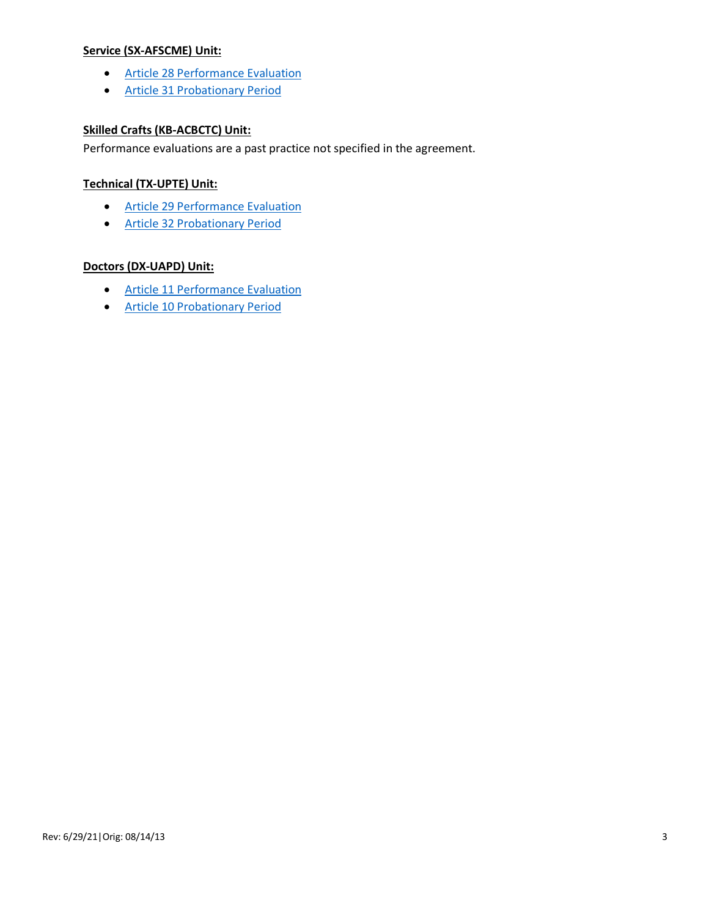**Service (SX-AFSCME) Unit:**

- Article 28 Performance Evaluation
- Article 31 Probationary Period

**Skilled Crafts (KB-ACBCTC) Unit:**

Performance evaluations are a past practice not specified in the agreement.

**Technical (TX-UPTE) Unit:**

- Article 29 Performance Evaluation
- Article 32 Probationary Period

**Doctors (DX-UAPD) Unit:**

- Article 11 Performance Evaluation
- Article 10 Probationary Period

Rev: 6/29/21|Orig: 08/14/13